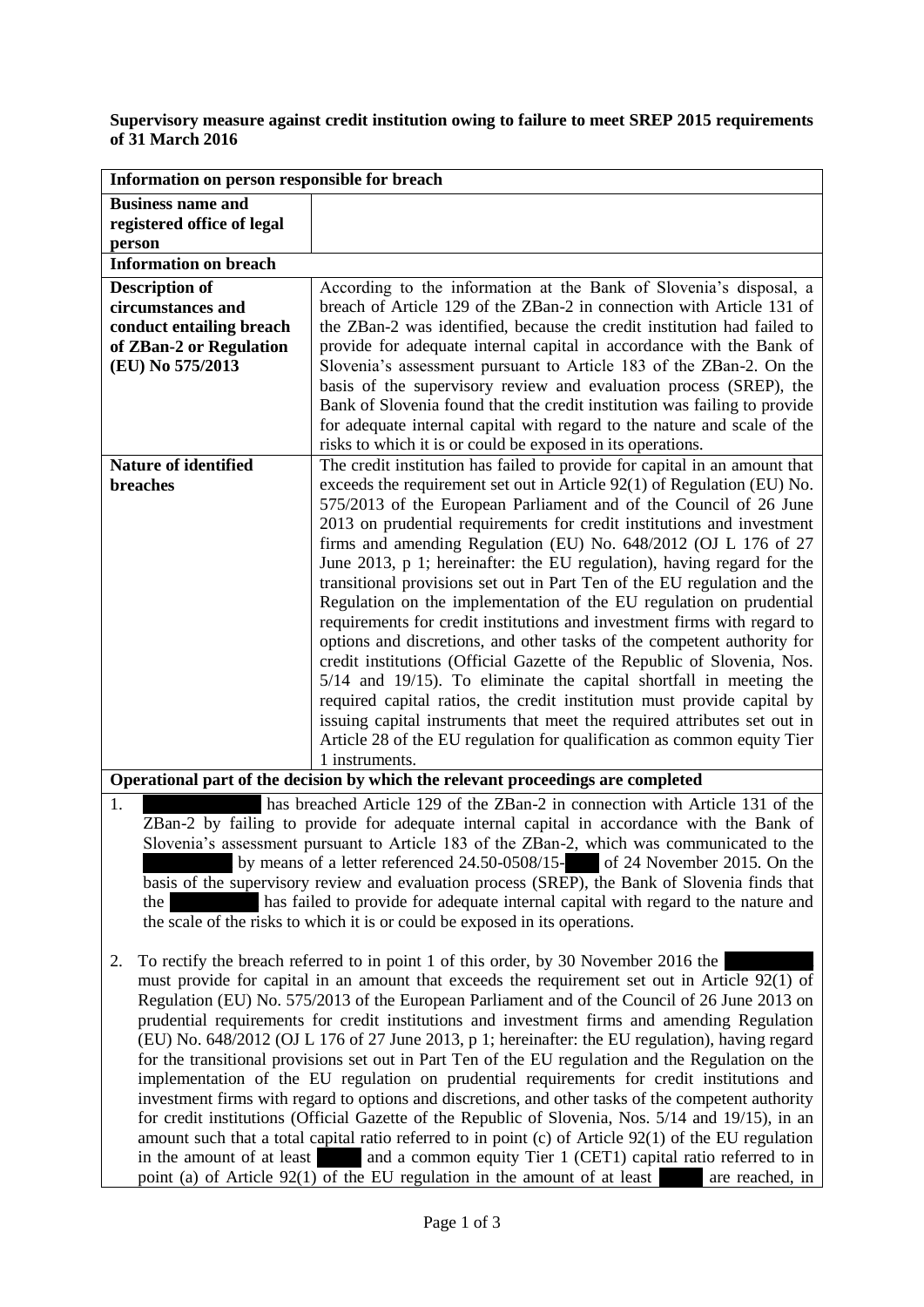**Supervisory measure against credit institution owing to failure to meet SREP 2015 requirements of 31 March 2016**

| Information on person responsible for breach | |
|---|---|
| **Business name and registered office of legal person** | |
| **Information on breach** | |
| **Description of circumstances and conduct entailing breach of ZBan-2 or Regulation (EU) No 575/2013** | According to the information at the Bank of Slovenia's disposal, a breach of Article 129 of the ZBan-2 in connection with Article 131 of the ZBan-2 was identified, because the credit institution had failed to provide for adequate internal capital in accordance with the Bank of Slovenia's assessment pursuant to Article 183 of the ZBan-2. On the basis of the supervisory review and evaluation process (SREP), the Bank of Slovenia found that the credit institution was failing to provide for adequate internal capital with regard to the nature and scale of the risks to which it is or could be exposed in its operations. |
| **Nature of identified breaches** | The credit institution has failed to provide for capital in an amount that exceeds the requirement set out in Article 92(1) of Regulation (EU) No. 575/2013 of the European Parliament and of the Council of 26 June 2013 on prudential requirements for credit institutions and investment firms and amending Regulation (EU) No. 648/2012 (OJ L 176 of 27 June 2013, p 1; hereinafter: the EU regulation), having regard for the transitional provisions set out in Part Ten of the EU regulation and the Regulation on the implementation of the EU regulation on prudential requirements for credit institutions and investment firms with regard to options and discretions, and other tasks of the competent authority for credit institutions (Official Gazette of the Republic of Slovenia, Nos. 5/14 and 19/15). To eliminate the capital shortfall in meeting the required capital ratios, the credit institution must provide capital by issuing capital instruments that meet the required attributes set out in Article 28 of the EU regulation for qualification as common equity Tier 1 instruments. |

**Operational part of the decision by which the relevant proceedings are completed**

1. has breached Article 129 of the ZBan-2 in connection with Article 131 of the ZBan-2 by failing to provide for adequate internal capital in accordance with the Bank of Slovenia's assessment pursuant to Article 183 of the ZBan-2, which was communicated to the by means of a letter referenced 24.50-0508/15- of 24 November 2015. On the basis of the supervisory review and evaluation process (SREP), the Bank of Slovenia finds that the has failed to provide for adequate internal capital with regard to the nature and the scale of the risks to which it is or could be exposed in its operations.

2. To rectify the breach referred to in point 1 of this order, by 30 November 2016 the must provide for capital in an amount that exceeds the requirement set out in Article 92(1) of Regulation (EU) No. 575/2013 of the European Parliament and of the Council of 26 June 2013 on prudential requirements for credit institutions and investment firms and amending Regulation (EU) No. 648/2012 (OJ L 176 of 27 June 2013, p 1; hereinafter: the EU regulation), having regard for the transitional provisions set out in Part Ten of the EU regulation and the Regulation on the implementation of the EU regulation on prudential requirements for credit institutions and investment firms with regard to options and discretions, and other tasks of the competent authority for credit institutions (Official Gazette of the Republic of Slovenia, Nos. 5/14 and 19/15), in an amount such that a total capital ratio referred to in point (c) of Article 92(1) of the EU regulation in the amount of at least and a common equity Tier 1 (CET1) capital ratio referred to in point (a) of Article 92(1) of the EU regulation in the amount of at least are reached, in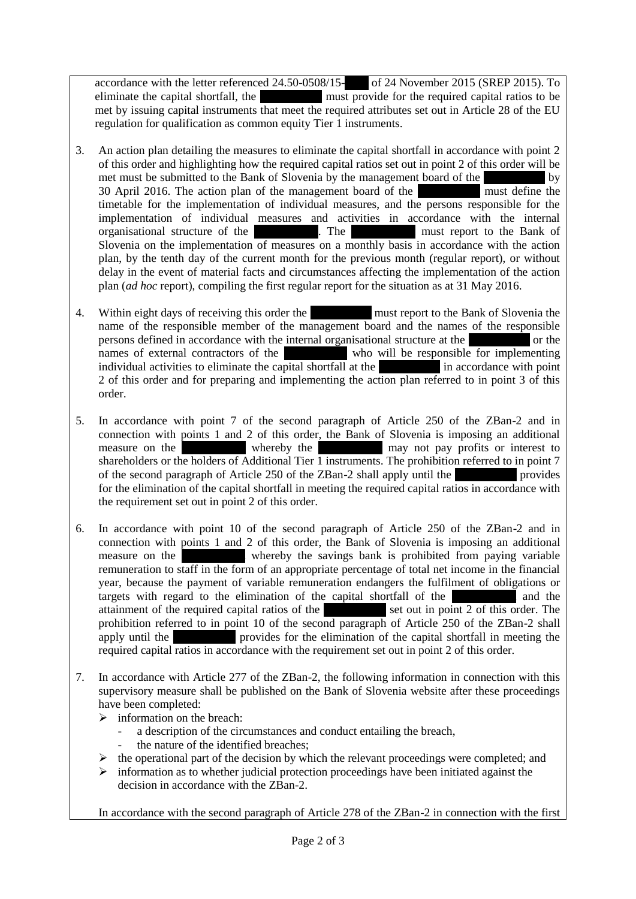accordance with the letter referenced 24.50-0508/15- of 24 November 2015 (SREP 2015). To eliminate the capital shortfall, the must provide for the required capital ratios to be met by issuing capital instruments that meet the required attributes set out in Article 28 of the EU regulation for qualification as common equity Tier 1 instruments.

3. An action plan detailing the measures to eliminate the capital shortfall in accordance with point 2 of this order and highlighting how the required capital ratios set out in point 2 of this order will be met must be submitted to the Bank of Slovenia by the management board of the by 30 April 2016. The action plan of the management board of the must define the timetable for the implementation of individual measures, and the persons responsible for the implementation of individual measures and activities in accordance with the internal organisational structure of the . The must report to the Bank of Slovenia on the implementation of measures on a monthly basis in accordance with the action plan, by the tenth day of the current month for the previous month (regular report), or without delay in the event of material facts and circumstances affecting the implementation of the action plan (*ad hoc* report), compiling the first regular report for the situation as at 31 May 2016.

4. Within eight days of receiving this order the must report to the Bank of Slovenia the name of the responsible member of the management board and the names of the responsible persons defined in accordance with the internal organisational structure at the or the names of external contractors of the who will be responsible for implementing individual activities to eliminate the capital shortfall at the in accordance with point 2 of this order and for preparing and implementing the action plan referred to in point 3 of this order.

5. In accordance with point 7 of the second paragraph of Article 250 of the ZBan-2 and in connection with points 1 and 2 of this order, the Bank of Slovenia is imposing an additional measure on the whereby the may not pay profits or interest to shareholders or the holders of Additional Tier 1 instruments. The prohibition referred to in point 7 of the second paragraph of Article 250 of the ZBan-2 shall apply until the provides for the elimination of the capital shortfall in meeting the required capital ratios in accordance with the requirement set out in point 2 of this order.

6. In accordance with point 10 of the second paragraph of Article 250 of the ZBan-2 and in connection with points 1 and 2 of this order, the Bank of Slovenia is imposing an additional measure on the whereby the savings bank is prohibited from paying variable remuneration to staff in the form of an appropriate percentage of total net income in the financial year, because the payment of variable remuneration endangers the fulfilment of obligations or targets with regard to the elimination of the capital shortfall of the and the attainment of the required capital ratios of the set out in point 2 of this order. The prohibition referred to in point 10 of the second paragraph of Article 250 of the ZBan-2 shall apply until the provides for the elimination of the capital shortfall in meeting the required capital ratios in accordance with the requirement set out in point 2 of this order.

7. In accordance with Article 277 of the ZBan-2, the following information in connection with this supervisory measure shall be published on the Bank of Slovenia website after these proceedings have been completed:
   - information on the breach:
     - a description of the circumstances and conduct entailing the breach,
     - the nature of the identified breaches;
   - the operational part of the decision by which the relevant proceedings were completed; and
   - information as to whether judicial protection proceedings have been initiated against the decision in accordance with the ZBan-2.

   In accordance with the second paragraph of Article 278 of the ZBan-2 in connection with the first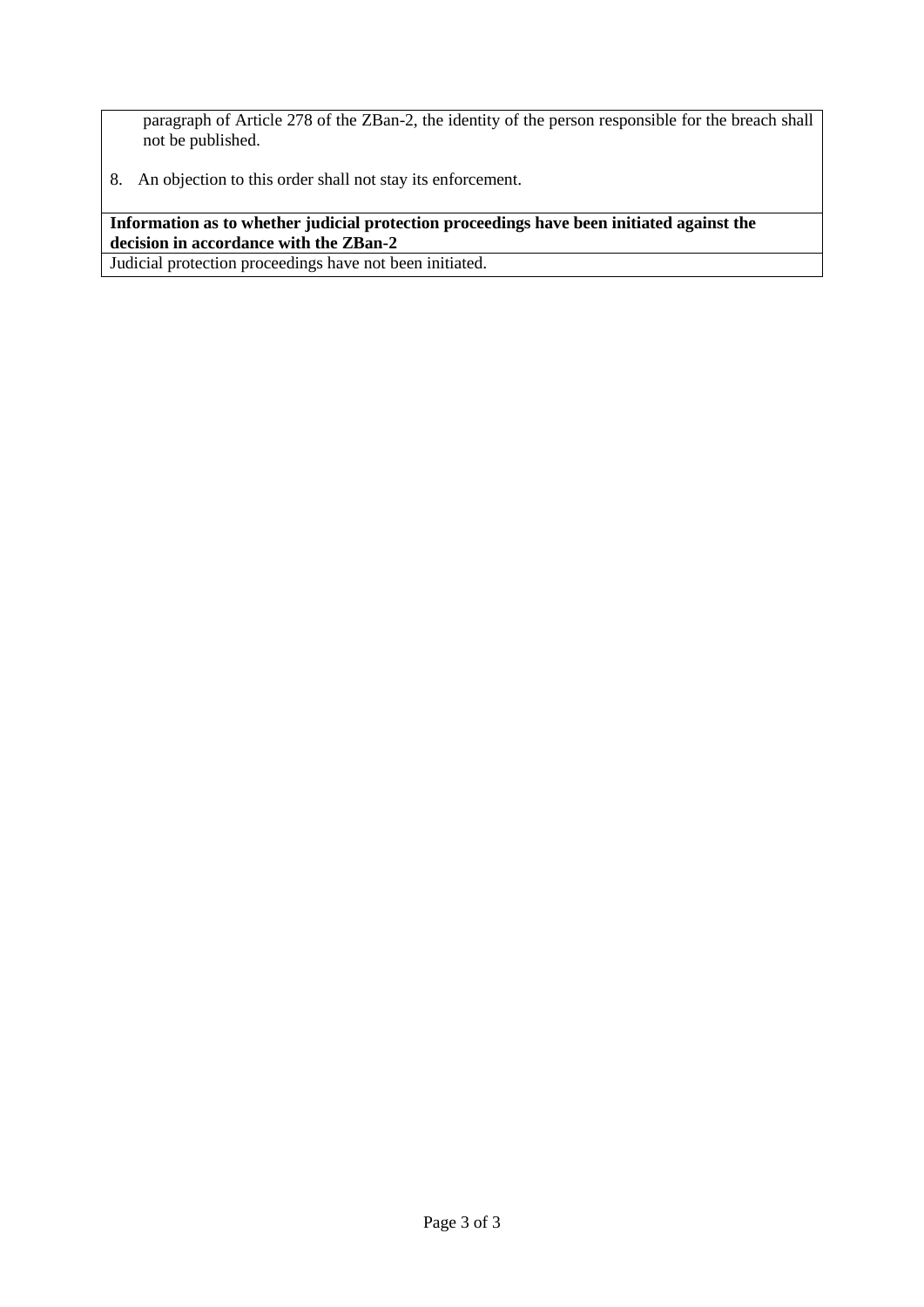paragraph of Article 278 of the ZBan-2, the identity of the person responsible for the breach shall not be published.

8. An objection to this order shall not stay its enforcement.

**Information as to whether judicial protection proceedings have been initiated against the decision in accordance with the ZBan-2**

Judicial protection proceedings have not been initiated.